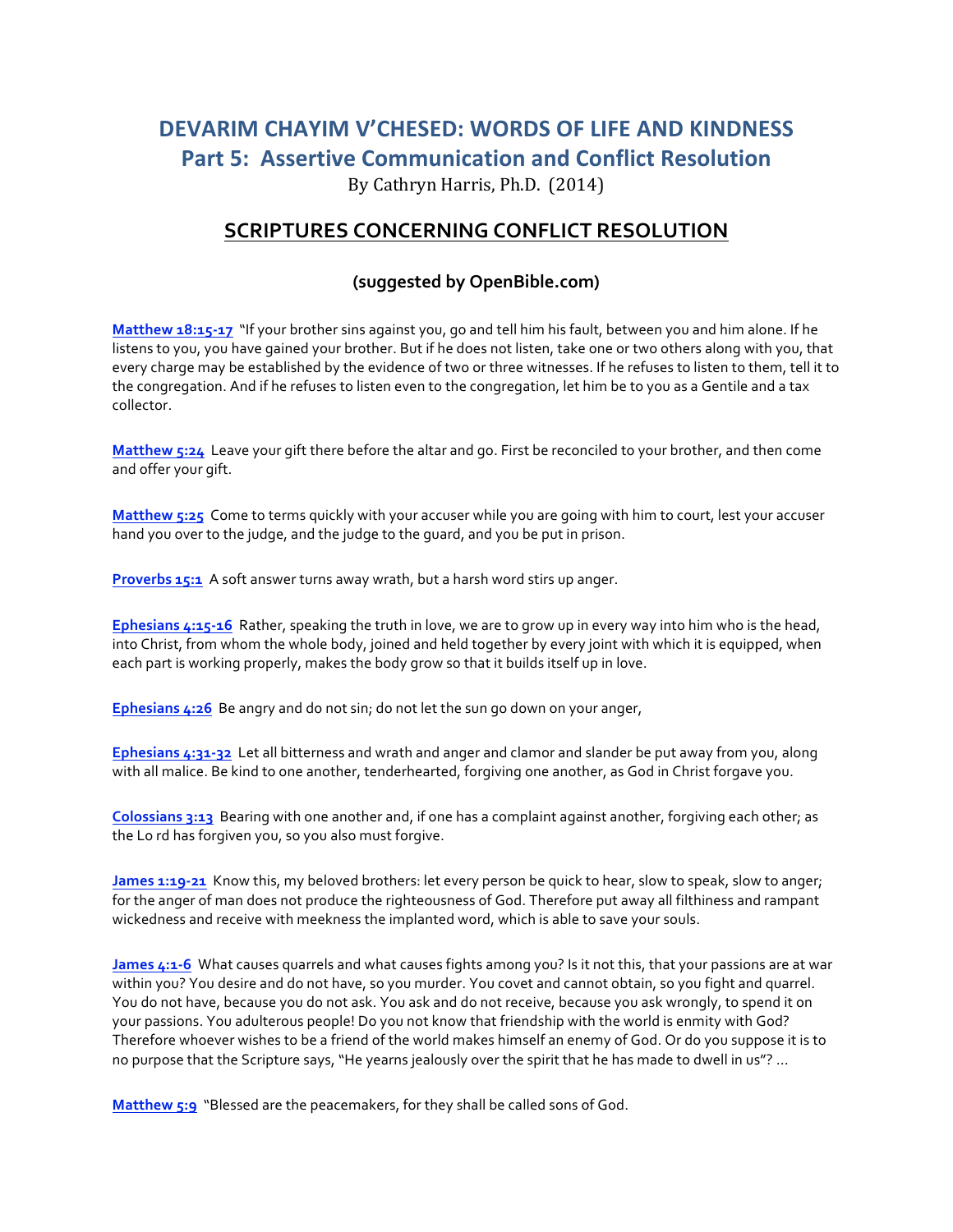# DEVARIM CHAYIM V'CHESED: WORDS OF LIFE AND KINDNESS

## Part 5: Assertive Communication and Conflict Resolution

By Cathryn Harris, Ph.D. (2014)

## SCRIPTURES CONCERNING CONFLICT RESOLUTION

### (suggested by OpenBible.com)

**Matthew 18:15-17** "If your brother sins against you, go and tell him his fault, between you and him alone. If he listens to you, you have gained your brother. But if he does not listen, take one or two others along with you, that every charge may be established by the evidence of two or three witnesses. If he refuses to listen to them, tell it to the congregation. And if he refuses to listen even to the congregation, let him be to you as a Gentile and a tax collector.

**Matthew 5:24** Leave your gift there before the altar and go. First be reconciled to your brother, and then come and offer your gift.

**Matthew 5:25** Come to terms quickly with your accuser while you are going with him to court, lest your accuser hand you over to the judge, and the judge to the guard, and you be put in prison.

**Proverbs 15:1** A soft answer turns away wrath, but a harsh word stirs up anger.

**Ephesians 4:15-16** Rather, speaking the truth in love, we are to grow up in every way into him who is the head, into Christ, from whom the whole body, joined and held together by every joint with which it is equipped, when each part is working properly, makes the body grow so that it builds itself up in love.

**Ephesians 4:26** Be angry and do not sin; do not let the sun go down on your anger,

**Ephesians 4:31-32** Let all bitterness and wrath and anger and clamor and slander be put away from you, along with all malice. Be kind to one another, tenderhearted, forgiving one another, as God in Christ forgave you.

**Colossians 3:13** Bearing with one another and, if one has a complaint against another, forgiving each other; as the Lo rd has forgiven you, so you also must forgive.

**James 1:19-21** Know this, my beloved brothers: let every person be quick to hear, slow to speak, slow to anger; for the anger of man does not produce the righteousness of God. Therefore put away all filthiness and rampant wickedness and receive with meekness the implanted word, which is able to save your souls.

**James 4:1-6** What causes quarrels and what causes fights among you? Is it not this, that your passions are at war within you? You desire and do not have, so you murder. You covet and cannot obtain, so you fight and quarrel. You do not have, because you do not ask. You ask and do not receive, because you ask wrongly, to spend it on your passions. You adulterous people! Do you not know that friendship with the world is enmity with God? Therefore whoever wishes to be a friend of the world makes himself an enemy of God. Or do you suppose it is to no purpose that the Scripture says, "He yearns jealously over the spirit that he has made to dwell in us"? ...

**Matthew 5:9** "Blessed are the peacemakers, for they shall be called sons of God.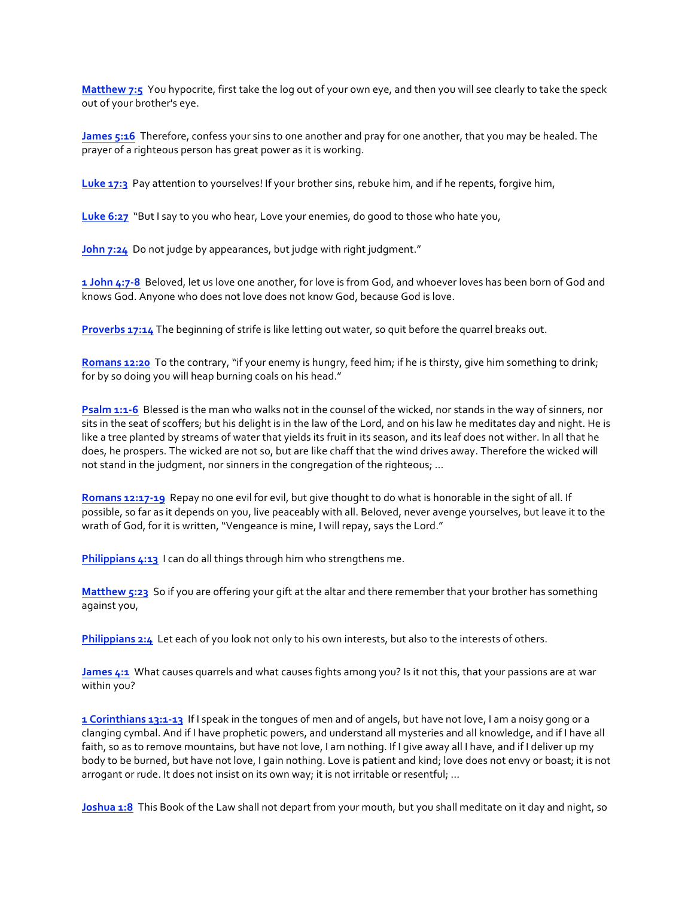**Matthew 7:5** You hypocrite, first take the log out of your own eye, and then you will see clearly to take the speck out of your brother's eye.

**James 5:16** Therefore, confess your sins to one another and pray for one another, that you may be healed. The prayer of a righteous person has great power as it is working.

**Luke 17:3** Pay attention to yourselves! If your brother sins, rebuke him, and if he repents, forgive him,

**Luke 6:27** "But I say to you who hear, Love your enemies, do good to those who hate you,

**John 7:24** Do not judge by appearances, but judge with right judgment."

**1 John 4:7-8** Beloved, let us love one another, for love is from God, and whoever loves has been born of God and knows God. Anyone who does not love does not know God, because God is love.

**Proverbs 17:14** The beginning of strife is like letting out water, so quit before the quarrel breaks out.

**Romans 12:20** To the contrary, "if your enemy is hungry, feed him; if he is thirsty, give him something to drink; for by so doing you will heap burning coals on his head."

**Psalm 1:1-6** Blessed is the man who walks not in the counsel of the wicked, nor stands in the way of sinners, nor sits in the seat of scoffers; but his delight is in the law of the Lord, and on his law he meditates day and night. He is like a tree planted by streams of water that yields its fruit in its season, and its leaf does not wither. In all that he does, he prospers. The wicked are not so, but are like chaff that the wind drives away. Therefore the wicked will not stand in the judgment, nor sinners in the congregation of the righteous; ...

**Romans 12:17-19** Repay no one evil for evil, but give thought to do what is honorable in the sight of all. If possible, so far as it depends on you, live peaceably with all. Beloved, never avenge yourselves, but leave it to the wrath of God, for it is written, "Vengeance is mine, I will repay, says the Lord."

**Philippians 4:13** I can do all things through him who strengthens me.

**Matthew 5:23** So if you are offering your gift at the altar and there remember that your brother has something against you,

**Philippians 2:4** Let each of you look not only to his own interests, but also to the interests of others.

**James 4:1** What causes quarrels and what causes fights among you? Is it not this, that your passions are at war within you?

**1 Corinthians 13:1-13** If I speak in the tongues of men and of angels, but have not love, I am a noisy gong or a clanging cymbal. And if I have prophetic powers, and understand all mysteries and all knowledge, and if I have all faith, so as to remove mountains, but have not love, I am nothing. If I give away all I have, and if I deliver up my body to be burned, but have not love, I gain nothing. Love is patient and kind; love does not envy or boast; it is not arrogant or rude. It does not insist on its own way; it is not irritable or resentful; ...

**Joshua 1:8** This Book of the Law shall not depart from your mouth, but you shall meditate on it day and night, so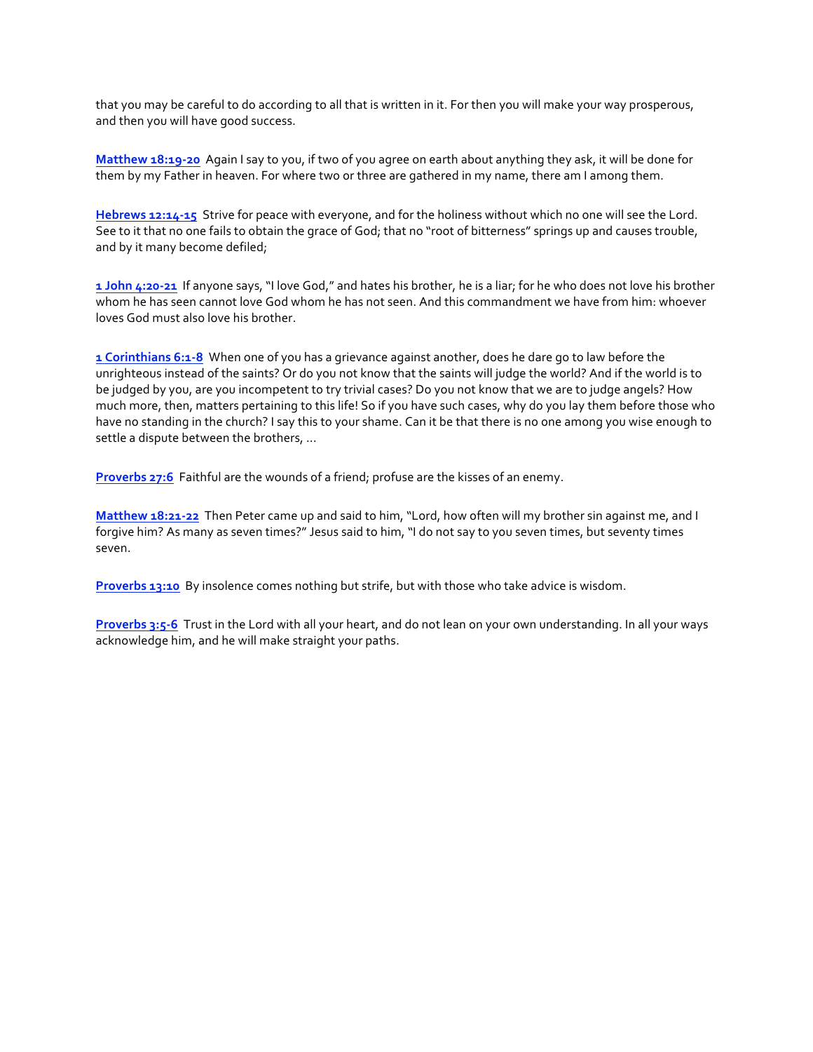that you may be careful to do according to all that is written in it. For then you will make your way prosperous, and then you will have good success.

**Matthew 18:19-20** Again I say to you, if two of you agree on earth about anything they ask, it will be done for them by my Father in heaven. For where two or three are gathered in my name, there am I among them.

**Hebrews 12:14-15** Strive for peace with everyone, and for the holiness without which no one will see the Lord. See to it that no one fails to obtain the grace of God; that no "root of bitterness" springs up and causes trouble, and by it many become defiled;

**1 John 4:20-21** If anyone says, "I love God," and hates his brother, he is a liar; for he who does not love his brother whom he has seen cannot love God whom he has not seen. And this commandment we have from him: whoever loves God must also love his brother.

**1 Corinthians 6:1-8** When one of you has a grievance against another, does he dare go to law before the unrighteous instead of the saints? Or do you not know that the saints will judge the world? And if the world is to be judged by you, are you incompetent to try trivial cases? Do you not know that we are to judge angels? How much more, then, matters pertaining to this life! So if you have such cases, why do you lay them before those who have no standing in the church? I say this to your shame. Can it be that there is no one among you wise enough to settle a dispute between the brothers, …

**Proverbs 27:6** Faithful are the wounds of a friend; profuse are the kisses of an enemy.

**Matthew 18:21-22** Then Peter came up and said to him, "Lord, how often will my brother sin against me, and I forgive him? As many as seven times?" Jesus said to him, "I do not say to you seven times, but seventy times seven.

**Proverbs 13:10** By insolence comes nothing but strife, but with those who take advice is wisdom.

**Proverbs 3:5-6** Trust in the Lord with all your heart, and do not lean on your own understanding. In all your ways acknowledge him, and he will make straight your paths.